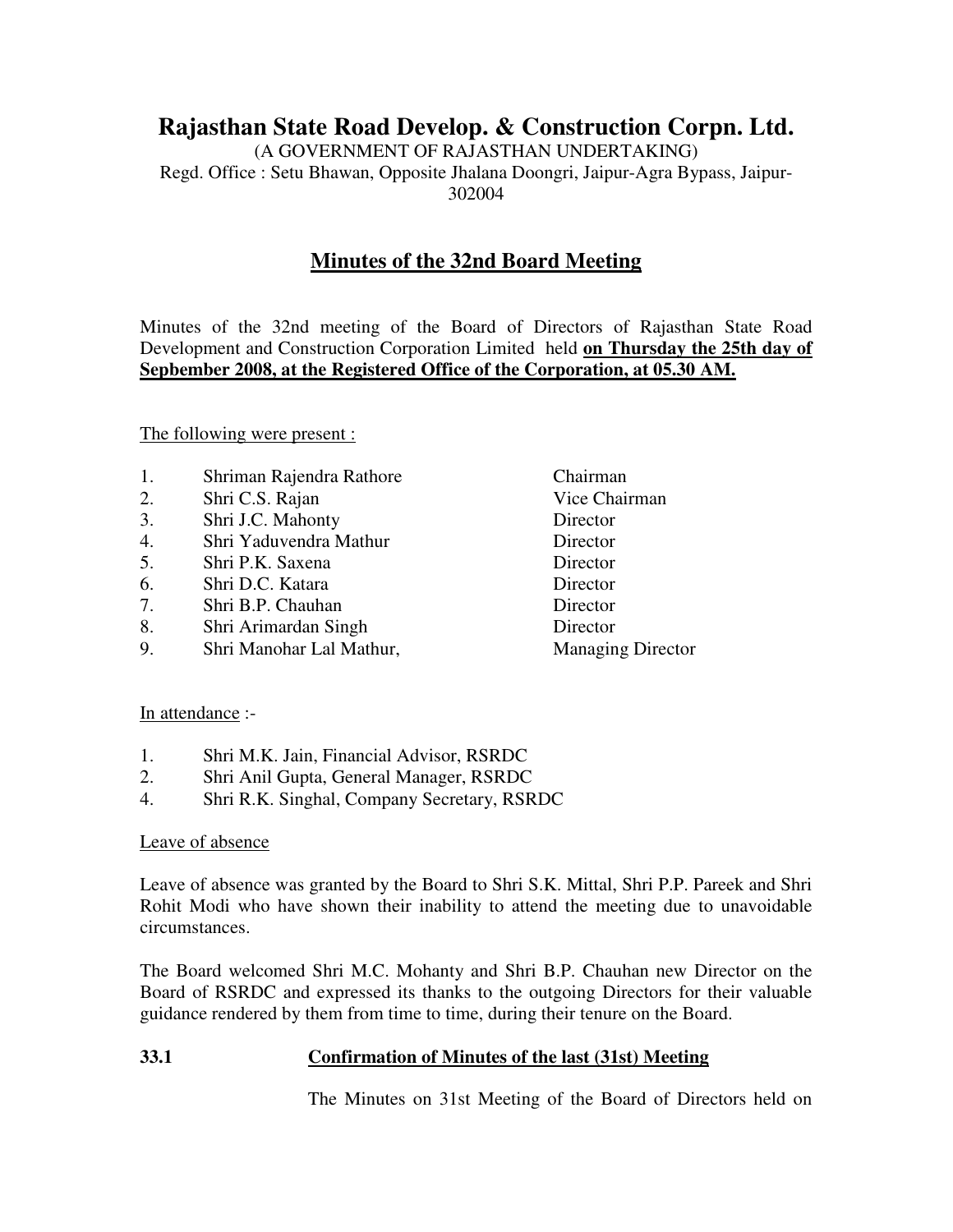# Rajasthan State Road Develop. & Construction Corpn. Ltd.

(A GOVERNMENT OF RAJASTHAN UNDERTAKING)
Regd. Office : Setu Bhawan, Opposite Jhalana Doongri, Jaipur-Agra Bypass, Jaipur-302004

## Minutes of the 32nd Board Meeting

Minutes of the 32nd meeting of the Board of Directors of Rajasthan State Road Development and Construction Corporation Limited held **on Thursday the 25th day of Sepbember 2008, at the Registered Office of the Corporation, at 05.30 AM.**

The following were present :

| | | |
|---|---|---|
| 1. | Shriman Rajendra Rathore | Chairman |
| 2. | Shri C.S. Rajan | Vice Chairman |
| 3. | Shri J.C. Mahonty | Director |
| 4. | Shri Yaduvendra Mathur | Director |
| 5. | Shri P.K. Saxena | Director |
| 6. | Shri D.C. Katara | Director |
| 7. | Shri B.P. Chauhan | Director |
| 8. | Shri Arimardan Singh | Director |
| 9. | Shri Manohar Lal Mathur, | Managing Director |

In attendance :-

1. Shri M.K. Jain, Financial Advisor, RSRDC
2. Shri Anil Gupta, General Manager, RSRDC
4. Shri R.K. Singhal, Company Secretary, RSRDC

Leave of absence

Leave of absence was granted by the Board to Shri S.K. Mittal, Shri P.P. Pareek and Shri Rohit Modi who have shown their inability to attend the meeting due to unavoidable circumstances.

The Board welcomed Shri M.C. Mohanty and Shri B.P. Chauhan new Director on the Board of RSRDC and expressed its thanks to the outgoing Directors for their valuable guidance rendered by them from time to time, during their tenure on the Board.

**33.1** **Confirmation of Minutes of the last (31st) Meeting**

The Minutes on 31st Meeting of the Board of Directors held on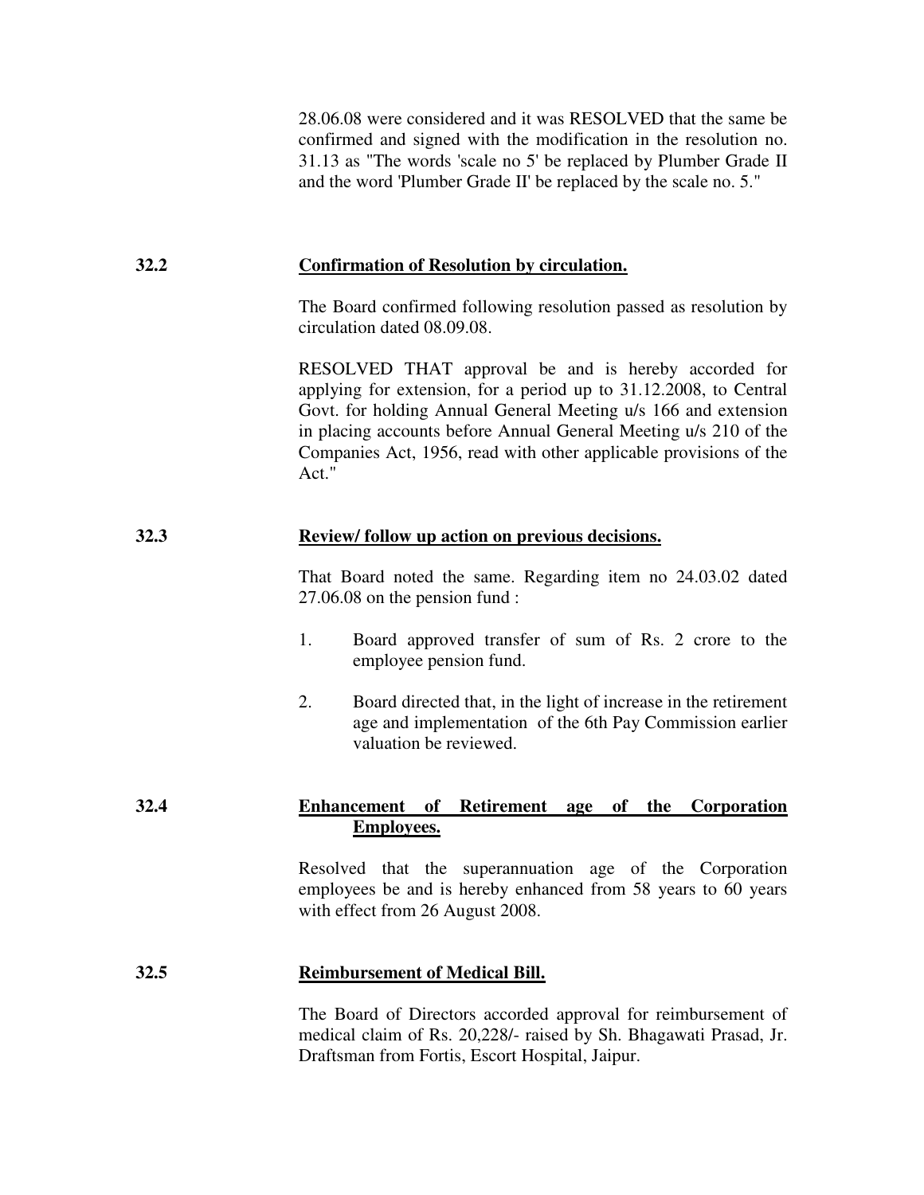28.06.08 were considered and it was RESOLVED that the same be confirmed and signed with the modification in the resolution no. 31.13 as "The words 'scale no 5' be replaced by Plumber Grade II and the word 'Plumber Grade II' be replaced by the scale no. 5."

**32.2** **<u>Confirmation of Resolution by circulation.</u>**

The Board confirmed following resolution passed as resolution by circulation dated 08.09.08.

RESOLVED THAT approval be and is hereby accorded for applying for extension, for a period up to 31.12.2008, to Central Govt. for holding Annual General Meeting u/s 166 and extension in placing accounts before Annual General Meeting u/s 210 of the Companies Act, 1956, read with other applicable provisions of the Act."

**32.3** **<u>Review/ follow up action on previous decisions.</u>**

That Board noted the same. Regarding item no 24.03.02 dated 27.06.08 on the pension fund :

1. Board approved transfer of sum of Rs. 2 crore to the employee pension fund.

2. Board directed that, in the light of increase in the retirement age and implementation of the 6th Pay Commission earlier valuation be reviewed.

**32.4** **<u>Enhancement of Retirement age of the Corporation Employees.</u>**

Resolved that the superannuation age of the Corporation employees be and is hereby enhanced from 58 years to 60 years with effect from 26 August 2008.

**32.5** **<u>Reimbursement of Medical Bill.</u>**

The Board of Directors accorded approval for reimbursement of medical claim of Rs. 20,228/- raised by Sh. Bhagawati Prasad, Jr. Draftsman from Fortis, Escort Hospital, Jaipur.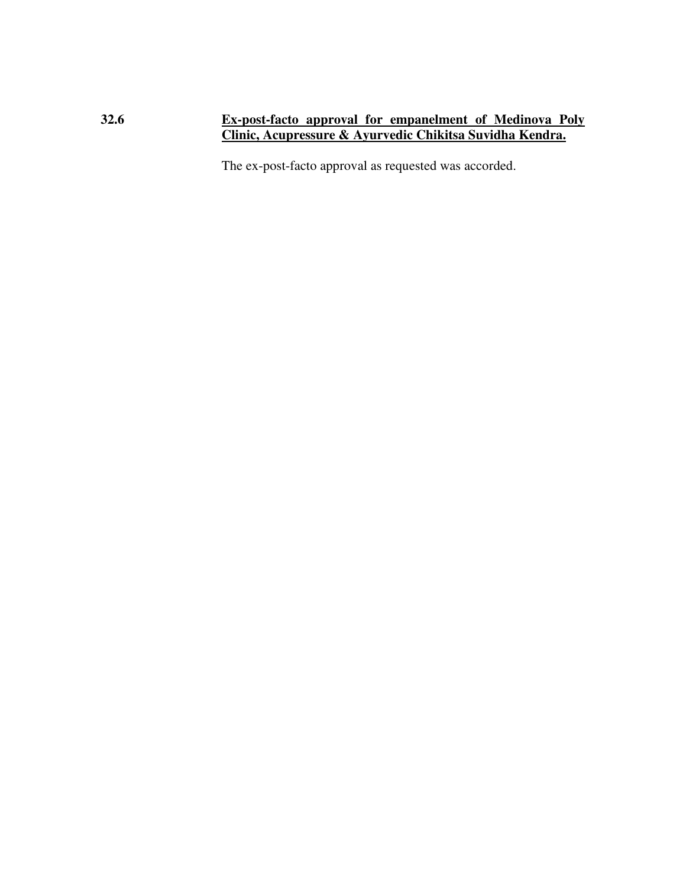**32.6** **<u>Ex-post-facto approval for empanelment of Medinova Poly Clinic, Acupressure & Ayurvedic Chikitsa Suvidha Kendra.</u>**

The ex-post-facto approval as requested was accorded.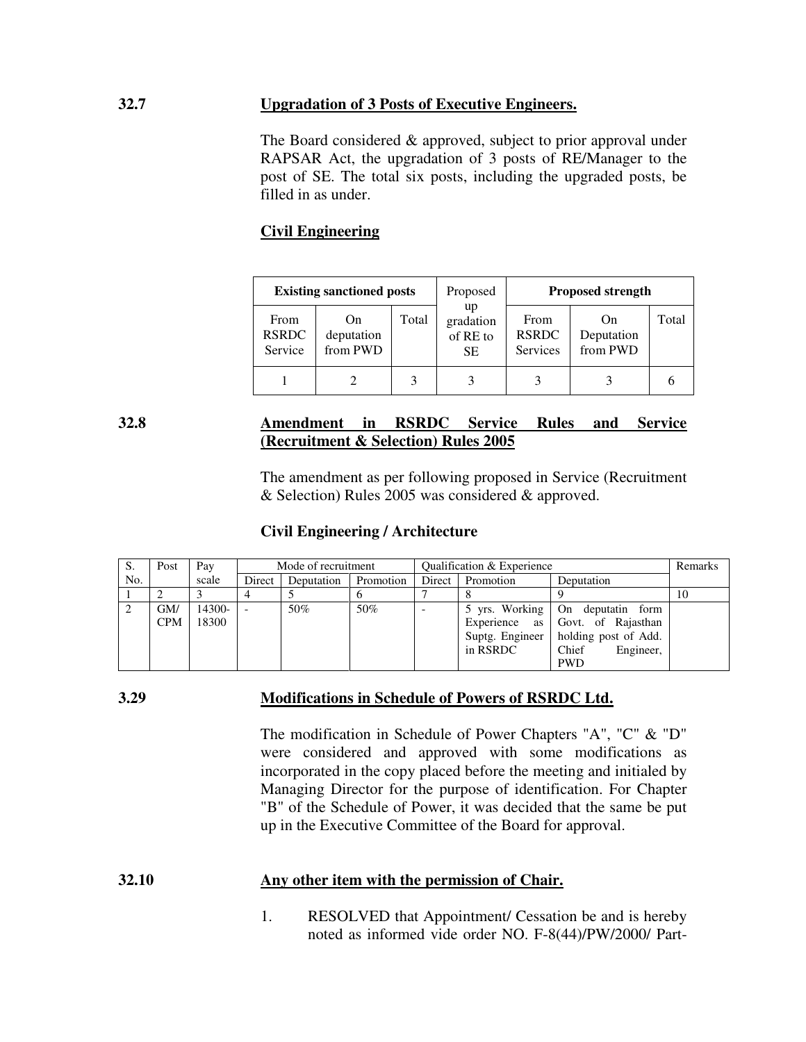**32.7 Upgradation of 3 Posts of Executive Engineers.**

The Board considered & approved, subject to prior approval under RAPSAR Act, the upgradation of 3 posts of RE/Manager to the post of SE. The total six posts, including the upgraded posts, be filled in as under.

**Civil Engineering**

| Existing sanctioned posts | | | Proposed up gradation of RE to SE | Proposed strength | | |
|---|---|---|---|---|---|---|
| From RSRDC Service | On deputation from PWD | Total | | From RSRDC Services | On Deputation from PWD | Total |
| 1 | 2 | 3 | 3 | 3 | 3 | 6 |

**32.8 Amendment in RSRDC Service Rules and Service (Recruitment & Selection) Rules 2005**

The amendment as per following proposed in Service (Recruitment & Selection) Rules 2005 was considered & approved.

**Civil Engineering / Architecture**

| S. No. | Post | Pay scale | Mode of recruitment | | | Qualification & Experience | | | Remarks |
|---|---|---|---|---|---|---|---|---|---|
| | | | Direct | Deputation | Promotion | Direct | Promotion | Deputation | |
| 1 | 2 | 3 | 4 | 5 | 6 | 7 | 8 | 9 | 10 |
| 2 | GM/ CPM | 14300-18300 | - | 50% | 50% | - | 5 yrs. Working Experience as Suptg. Engineer in RSRDC | On deputatin form Govt. of Rajasthan holding post of Add. Chief Engineer, PWD | |

**3.29 Modifications in Schedule of Powers of RSRDC Ltd.**

The modification in Schedule of Power Chapters "A", "C" & "D" were considered and approved with some modifications as incorporated in the copy placed before the meeting and initialed by Managing Director for the purpose of identification. For Chapter "B" of the Schedule of Power, it was decided that the same be put up in the Executive Committee of the Board for approval.

**32.10 Any other item with the permission of Chair.**

1. RESOLVED that Appointment/ Cessation be and is hereby noted as informed vide order NO. F-8(44)/PW/2000/ Part-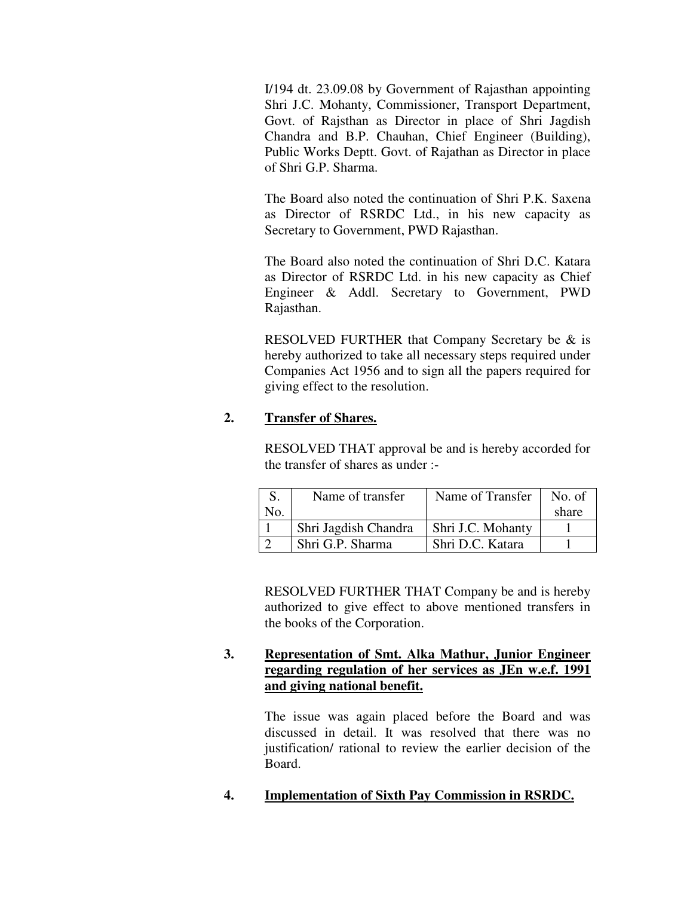I/194 dt. 23.09.08 by Government of Rajasthan appointing Shri J.C. Mohanty, Commissioner, Transport Department, Govt. of Rajsthan as Director in place of Shri Jagdish Chandra and B.P. Chauhan, Chief Engineer (Building), Public Works Deptt. Govt. of Rajathan as Director in place of Shri G.P. Sharma.

The Board also noted the continuation of Shri P.K. Saxena as Director of RSRDC Ltd., in his new capacity as Secretary to Government, PWD Rajasthan.

The Board also noted the continuation of Shri D.C. Katara as Director of RSRDC Ltd. in his new capacity as Chief Engineer & Addl. Secretary to Government, PWD Rajasthan.

RESOLVED FURTHER that Company Secretary be & is hereby authorized to take all necessary steps required under Companies Act 1956 and to sign all the papers required for giving effect to the resolution.

**2. Transfer of Shares.**

RESOLVED THAT approval be and is hereby accorded for the transfer of shares as under :-

| S. No. | Name of transfer | Name of Transfer | No. of share |
|---|---|---|---|
| 1 | Shri Jagdish Chandra | Shri J.C. Mohanty | 1 |
| 2 | Shri G.P. Sharma | Shri D.C. Katara | 1 |

RESOLVED FURTHER THAT Company be and is hereby authorized to give effect to above mentioned transfers in the books of the Corporation.

**3. Representation of Smt. Alka Mathur, Junior Engineer regarding regulation of her services as JEn w.e.f. 1991 and giving national benefit.**

The issue was again placed before the Board and was discussed in detail. It was resolved that there was no justification/ rational to review the earlier decision of the Board.

**4. Implementation of Sixth Pay Commission in RSRDC.**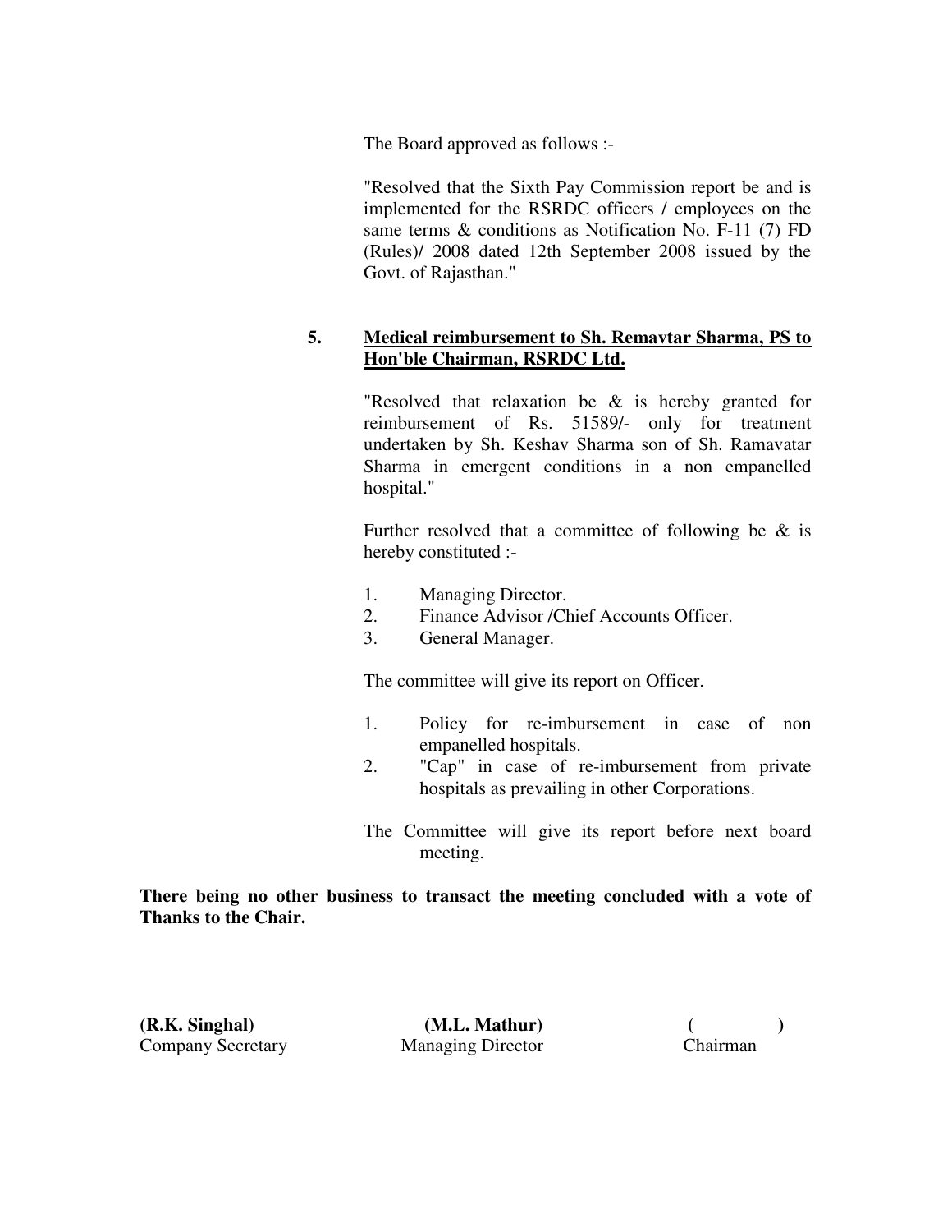The Board approved as follows :-

"Resolved that the Sixth Pay Commission report be and is implemented for the RSRDC officers / employees on the same terms & conditions as Notification No. F-11 (7) FD (Rules)/ 2008 dated 12th September 2008 issued by the Govt. of Rajasthan."

**5. Medical reimbursement to Sh. Remavtar Sharma, PS to Hon'ble Chairman, RSRDC Ltd.**

"Resolved that relaxation be & is hereby granted for reimbursement of Rs. 51589/- only for treatment undertaken by Sh. Keshav Sharma son of Sh. Ramavatar Sharma in emergent conditions in a non empanelled hospital."

Further resolved that a committee of following be & is hereby constituted :-

1. Managing Director.
2. Finance Advisor /Chief Accounts Officer.
3. General Manager.

The committee will give its report on Officer.

1. Policy for re-imbursement in case of non empanelled hospitals.
2. "Cap" in case of re-imbursement from private hospitals as prevailing in other Corporations.

The Committee will give its report before next board meeting.

**There being no other business to transact the meeting concluded with a vote of Thanks to the Chair.**

| **(R.K. Singhal)** | **(M.L. Mathur)** | **( )** |
|---|---|---|
| Company Secretary | Managing Director | Chairman |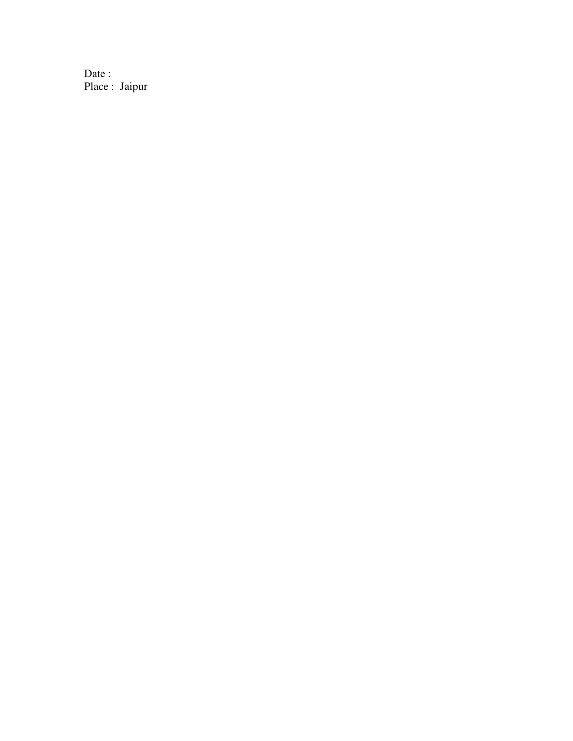Date :
Place : Jaipur